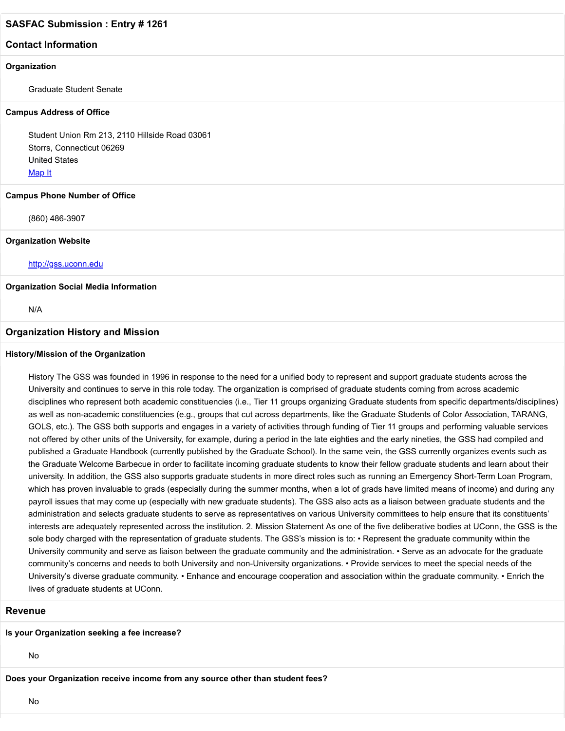## SASFAC Submission : Entry # 1261

## Contact Information

**Organization**

Graduate Student Senate

**Campus Address of Office**

Student Union Rm 213, 2110 Hillside Road 03061
Storrs, Connecticut 06269
United States
[Map It]

**Campus Phone Number of Office**

(860) 486-3907

**Organization Website**

http://gss.uconn.edu

**Organization Social Media Information**

N/A

## Organization History and Mission

**History/Mission of the Organization**

History The GSS was founded in 1996 in response to the need for a unified body to represent and support graduate students across the University and continues to serve in this role today. The organization is comprised of graduate students coming from across academic disciplines who represent both academic constituencies (i.e., Tier 11 groups organizing Graduate students from specific departments/disciplines) as well as non-academic constituencies (e.g., groups that cut across departments, like the Graduate Students of Color Association, TARANG, GOLS, etc.). The GSS both supports and engages in a variety of activities through funding of Tier 11 groups and performing valuable services not offered by other units of the University, for example, during a period in the late eighties and the early nineties, the GSS had compiled and published a Graduate Handbook (currently published by the Graduate School). In the same vein, the GSS currently organizes events such as the Graduate Welcome Barbecue in order to facilitate incoming graduate students to know their fellow graduate students and learn about their university. In addition, the GSS also supports graduate students in more direct roles such as running an Emergency Short-Term Loan Program, which has proven invaluable to grads (especially during the summer months, when a lot of grads have limited means of income) and during any payroll issues that may come up (especially with new graduate students). The GSS also acts as a liaison between graduate students and the administration and selects graduate students to serve as representatives on various University committees to help ensure that its constituents' interests are adequately represented across the institution. 2. Mission Statement As one of the five deliberative bodies at UConn, the GSS is the sole body charged with the representation of graduate students. The GSS's mission is to: • Represent the graduate community within the University community and serve as liaison between the graduate community and the administration. • Serve as an advocate for the graduate community's concerns and needs to both University and non-University organizations. • Provide services to meet the special needs of the University's diverse graduate community. • Enhance and encourage cooperation and association within the graduate community. • Enrich the lives of graduate students at UConn.

## Revenue

**Is your Organization seeking a fee increase?**

No

**Does your Organization receive income from any source other than student fees?**

No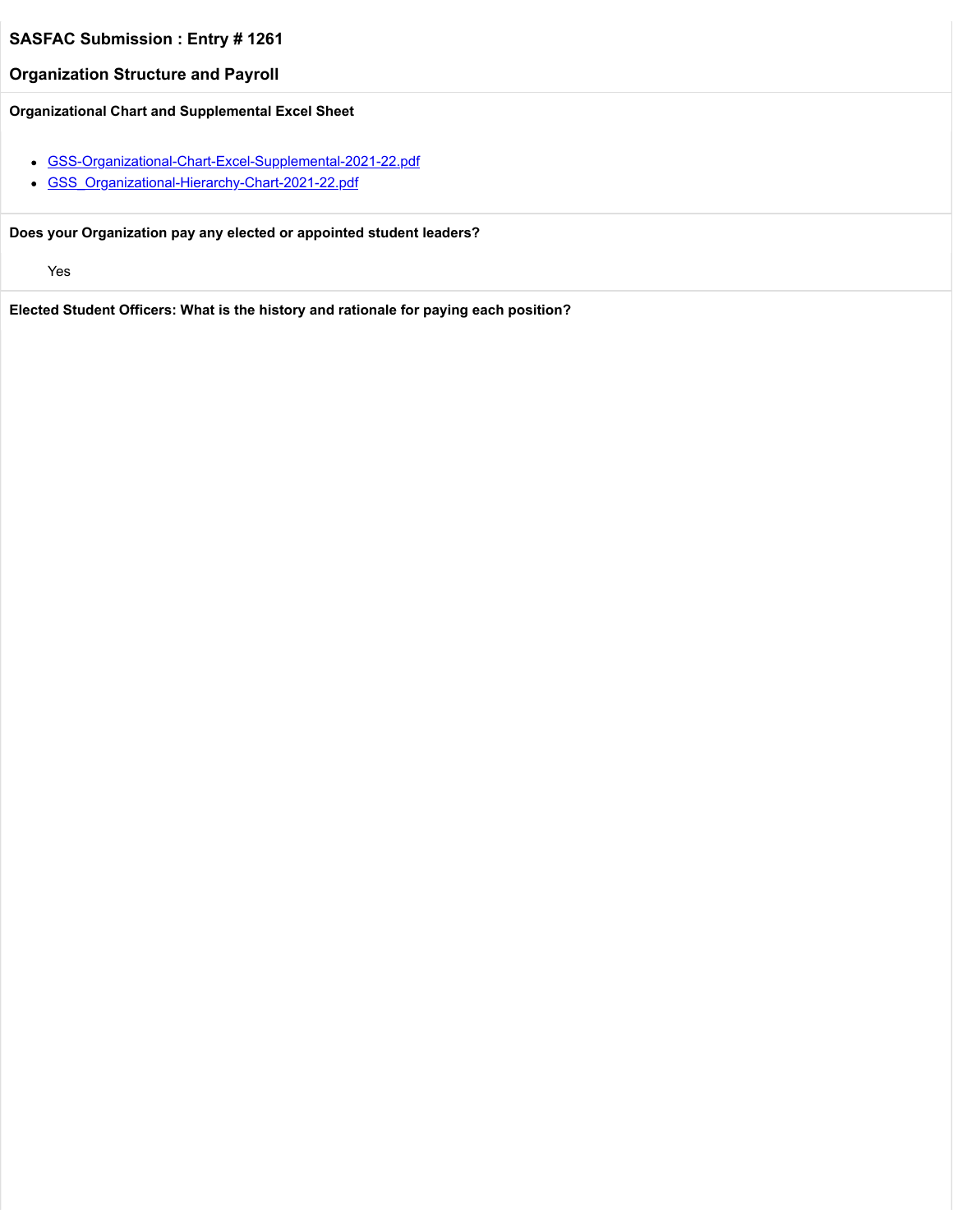## SASFAC Submission : Entry # 1261

## Organization Structure and Payroll

**Organizational Chart and Supplemental Excel Sheet**

- [GSS-Organizational-Chart-Excel-Supplemental-2021-22.pdf]()
- [GSS_Organizational-Hierarchy-Chart-2021-22.pdf]()

**Does your Organization pay any elected or appointed student leaders?**

Yes

**Elected Student Officers: What is the history and rationale for paying each position?**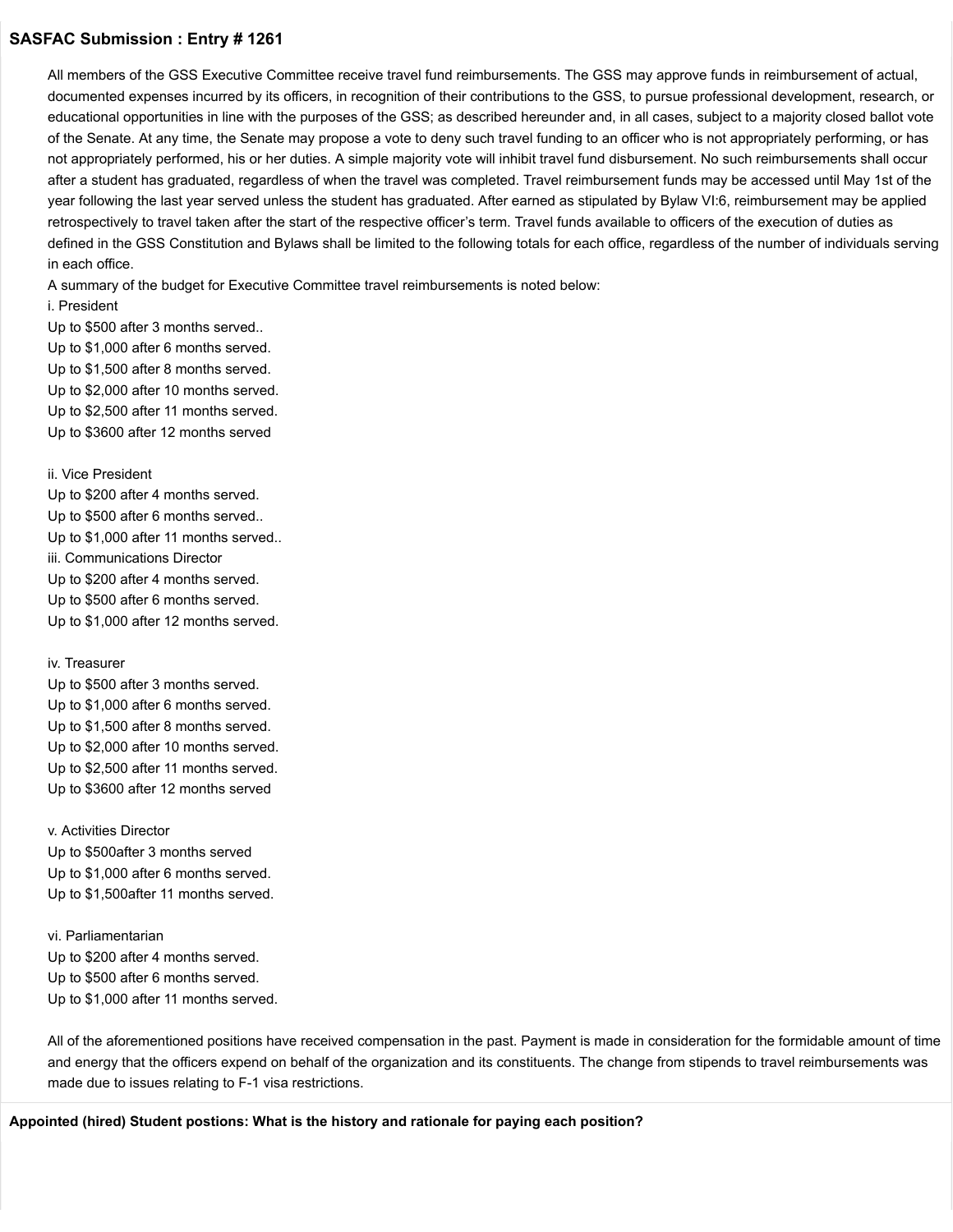**SASFAC Submission : Entry # 1261**

All members of the GSS Executive Committee receive travel fund reimbursements. The GSS may approve funds in reimbursement of actual, documented expenses incurred by its officers, in recognition of their contributions to the GSS, to pursue professional development, research, or educational opportunities in line with the purposes of the GSS; as described hereunder and, in all cases, subject to a majority closed ballot vote of the Senate. At any time, the Senate may propose a vote to deny such travel funding to an officer who is not appropriately performing, or has not appropriately performed, his or her duties. A simple majority vote will inhibit travel fund disbursement. No such reimbursements shall occur after a student has graduated, regardless of when the travel was completed. Travel reimbursement funds may be accessed until May 1st of the year following the last year served unless the student has graduated. After earned as stipulated by Bylaw VI:6, reimbursement may be applied retrospectively to travel taken after the start of the respective officer's term. Travel funds available to officers of the execution of duties as defined in the GSS Constitution and Bylaws shall be limited to the following totals for each office, regardless of the number of individuals serving in each office.

A summary of the budget for Executive Committee travel reimbursements is noted below:

i. President

Up to $500 after 3 months served..
Up to $1,000 after 6 months served.
Up to $1,500 after 8 months served.
Up to $2,000 after 10 months served.
Up to $2,500 after 11 months served.
Up to $3600 after 12 months served

ii. Vice President

Up to $200 after 4 months served.
Up to $500 after 6 months served..
Up to $1,000 after 11 months served..

iii. Communications Director

Up to $200 after 4 months served.
Up to $500 after 6 months served.
Up to $1,000 after 12 months served.

iv. Treasurer

Up to $500 after 3 months served.
Up to $1,000 after 6 months served.
Up to $1,500 after 8 months served.
Up to $2,000 after 10 months served.
Up to $2,500 after 11 months served.
Up to $3600 after 12 months served

v. Activities Director

Up to $500after 3 months served
Up to $1,000 after 6 months served.
Up to $1,500after 11 months served.

vi. Parliamentarian

Up to $200 after 4 months served.
Up to $500 after 6 months served.
Up to $1,000 after 11 months served.

All of the aforementioned positions have received compensation in the past. Payment is made in consideration for the formidable amount of time and energy that the officers expend on behalf of the organization and its constituents. The change from stipends to travel reimbursements was made due to issues relating to F-1 visa restrictions.

**Appointed (hired) Student postions: What is the history and rationale for paying each position?**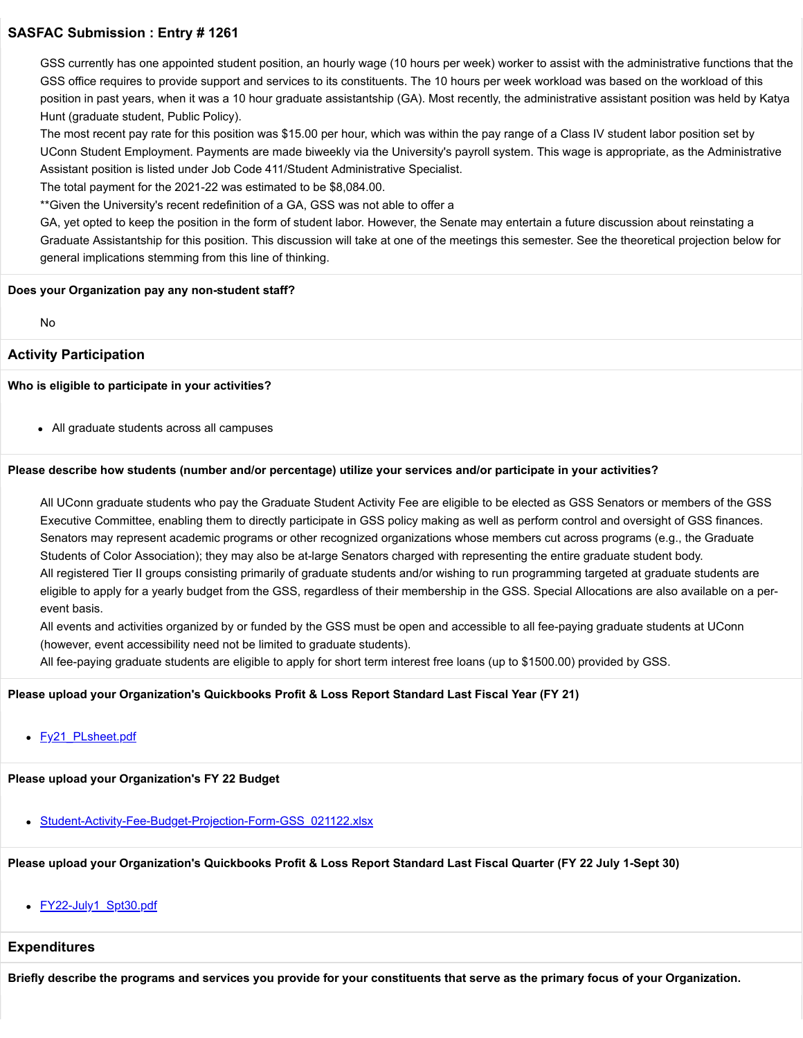## SASFAC Submission : Entry # 1261

GSS currently has one appointed student position, an hourly wage (10 hours per week) worker to assist with the administrative functions that the GSS office requires to provide support and services to its constituents. The 10 hours per week workload was based on the workload of this position in past years, when it was a 10 hour graduate assistantship (GA). Most recently, the administrative assistant position was held by Katya Hunt (graduate student, Public Policy).

The most recent pay rate for this position was $15.00 per hour, which was within the pay range of a Class IV student labor position set by UConn Student Employment. Payments are made biweekly via the University's payroll system. This wage is appropriate, as the Administrative Assistant position is listed under Job Code 411/Student Administrative Specialist.

The total payment for the 2021-22 was estimated to be $8,084.00.

**Given the University's recent redefinition of a GA, GSS was not able to offer a GA, yet opted to keep the position in the form of student labor. However, the Senate may entertain a future discussion about reinstating a Graduate Assistantship for this position. This discussion will take at one of the meetings this semester. See the theoretical projection below for general implications stemming from this line of thinking.

**Does your Organization pay any non-student staff?**

No

### Activity Participation

**Who is eligible to participate in your activities?**

- All graduate students across all campuses

**Please describe how students (number and/or percentage) utilize your services and/or participate in your activities?**

All UConn graduate students who pay the Graduate Student Activity Fee are eligible to be elected as GSS Senators or members of the GSS Executive Committee, enabling them to directly participate in GSS policy making as well as perform control and oversight of GSS finances. Senators may represent academic programs or other recognized organizations whose members cut across programs (e.g., the Graduate Students of Color Association); they may also be at-large Senators charged with representing the entire graduate student body.

All registered Tier II groups consisting primarily of graduate students and/or wishing to run programming targeted at graduate students are eligible to apply for a yearly budget from the GSS, regardless of their membership in the GSS. Special Allocations are also available on a per-event basis.

All events and activities organized by or funded by the GSS must be open and accessible to all fee-paying graduate students at UConn (however, event accessibility need not be limited to graduate students).

All fee-paying graduate students are eligible to apply for short term interest free loans (up to $1500.00) provided by GSS.

**Please upload your Organization's Quickbooks Profit & Loss Report Standard Last Fiscal Year (FY 21)**

- Fy21_PLsheet.pdf

**Please upload your Organization's FY 22 Budget**

- Student-Activity-Fee-Budget-Projection-Form-GSS_021122.xlsx

**Please upload your Organization's Quickbooks Profit & Loss Report Standard Last Fiscal Quarter (FY 22 July 1-Sept 30)**

- FY22-July1_Spt30.pdf

### Expenditures

**Briefly describe the programs and services you provide for your constituents that serve as the primary focus of your Organization.**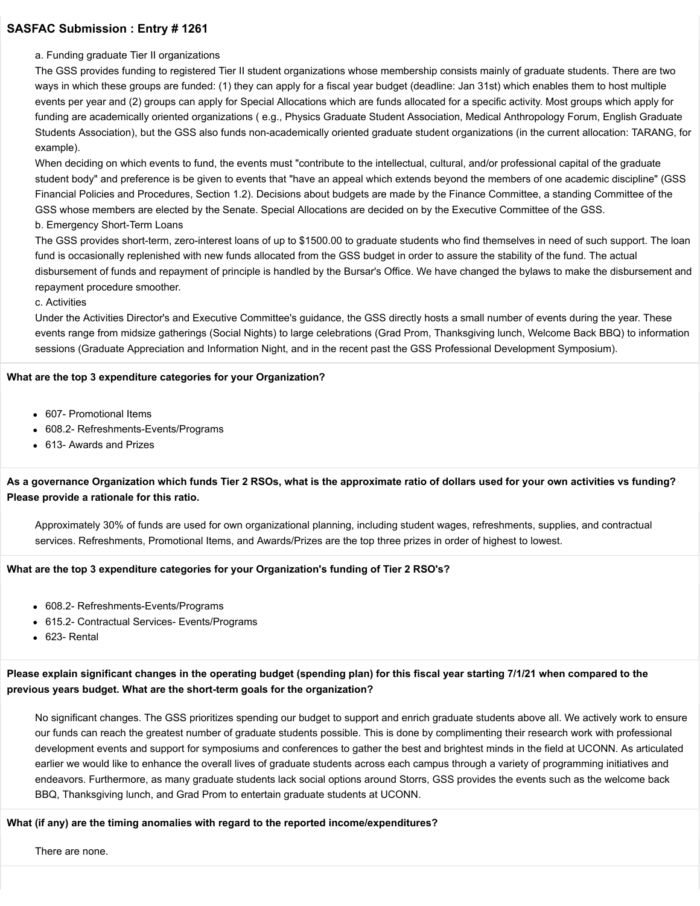## SASFAC Submission : Entry # 1261

a. Funding graduate Tier II organizations
The GSS provides funding to registered Tier II student organizations whose membership consists mainly of graduate students. There are two ways in which these groups are funded: (1) they can apply for a fiscal year budget (deadline: Jan 31st) which enables them to host multiple events per year and (2) groups can apply for Special Allocations which are funds allocated for a specific activity. Most groups which apply for funding are academically oriented organizations ( e.g., Physics Graduate Student Association, Medical Anthropology Forum, English Graduate Students Association), but the GSS also funds non-academically oriented graduate student organizations (in the current allocation: TARANG, for example).
When deciding on which events to fund, the events must "contribute to the intellectual, cultural, and/or professional capital of the graduate student body" and preference is be given to events that "have an appeal which extends beyond the members of one academic discipline" (GSS Financial Policies and Procedures, Section 1.2). Decisions about budgets are made by the Finance Committee, a standing Committee of the GSS whose members are elected by the Senate. Special Allocations are decided on by the Executive Committee of the GSS.
b. Emergency Short-Term Loans
The GSS provides short-term, zero-interest loans of up to $1500.00 to graduate students who find themselves in need of such support. The loan fund is occasionally replenished with new funds allocated from the GSS budget in order to assure the stability of the fund. The actual disbursement of funds and repayment of principle is handled by the Bursar's Office. We have changed the bylaws to make the disbursement and repayment procedure smoother.
c. Activities
Under the Activities Director's and Executive Committee's guidance, the GSS directly hosts a small number of events during the year. These events range from midsize gatherings (Social Nights) to large celebrations (Grad Prom, Thanksgiving lunch, Welcome Back BBQ) to information sessions (Graduate Appreciation and Information Night, and in the recent past the GSS Professional Development Symposium).

**What are the top 3 expenditure categories for your Organization?**

- 607- Promotional Items
- 608.2- Refreshments-Events/Programs
- 613- Awards and Prizes

**As a governance Organization which funds Tier 2 RSOs, what is the approximate ratio of dollars used for your own activities vs funding? Please provide a rationale for this ratio.**

Approximately 30% of funds are used for own organizational planning, including student wages, refreshments, supplies, and contractual services. Refreshments, Promotional Items, and Awards/Prizes are the top three prizes in order of highest to lowest.

**What are the top 3 expenditure categories for your Organization's funding of Tier 2 RSO's?**

- 608.2- Refreshments-Events/Programs
- 615.2- Contractual Services- Events/Programs
- 623- Rental

**Please explain significant changes in the operating budget (spending plan) for this fiscal year starting 7/1/21 when compared to the previous years budget. What are the short-term goals for the organization?**

No significant changes. The GSS prioritizes spending our budget to support and enrich graduate students above all. We actively work to ensure our funds can reach the greatest number of graduate students possible. This is done by complimenting their research work with professional development events and support for symposiums and conferences to gather the best and brightest minds in the field at UCONN. As articulated earlier we would like to enhance the overall lives of graduate students across each campus through a variety of programming initiatives and endeavors. Furthermore, as many graduate students lack social options around Storrs, GSS provides the events such as the welcome back BBQ, Thanksgiving lunch, and Grad Prom to entertain graduate students at UCONN.

**What (if any) are the timing anomalies with regard to the reported income/expenditures?**

There are none.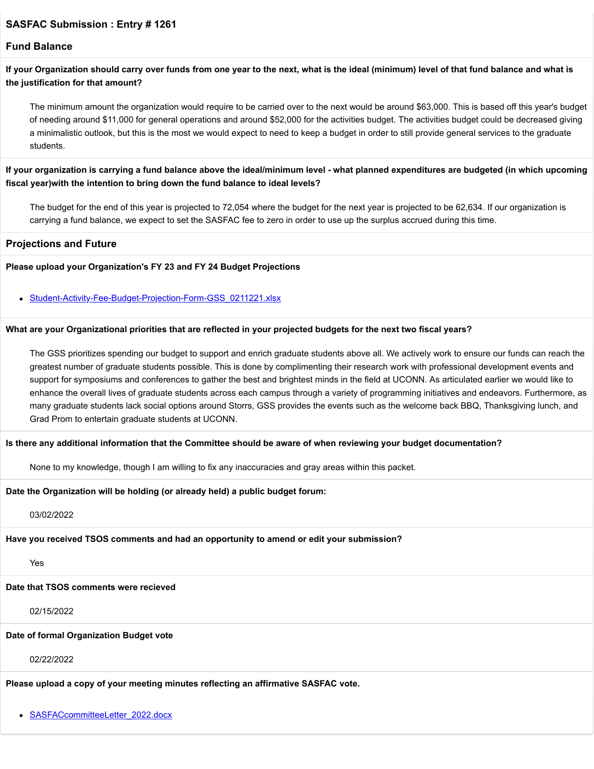## SASFAC Submission : Entry # 1261

### Fund Balance

**If your Organization should carry over funds from one year to the next, what is the ideal (minimum) level of that fund balance and what is the justification for that amount?**

The minimum amount the organization would require to be carried over to the next would be around $63,000. This is based off this year's budget of needing around $11,000 for general operations and around $52,000 for the activities budget. The activities budget could be decreased giving a minimalistic outlook, but this is the most we would expect to need to keep a budget in order to still provide general services to the graduate students.

**If your organization is carrying a fund balance above the ideal/minimum level - what planned expenditures are budgeted (in which upcoming fiscal year)with the intention to bring down the fund balance to ideal levels?**

The budget for the end of this year is projected to 72,054 where the budget for the next year is projected to be 62,634. If our organization is carrying a fund balance, we expect to set the SASFAC fee to zero in order to use up the surplus accrued during this time.

### Projections and Future

**Please upload your Organization's FY 23 and FY 24 Budget Projections**

- Student-Activity-Fee-Budget-Projection-Form-GSS_0211221.xlsx

**What are your Organizational priorities that are reflected in your projected budgets for the next two fiscal years?**

The GSS prioritizes spending our budget to support and enrich graduate students above all. We actively work to ensure our funds can reach the greatest number of graduate students possible. This is done by complimenting their research work with professional development events and support for symposiums and conferences to gather the best and brightest minds in the field at UCONN. As articulated earlier we would like to enhance the overall lives of graduate students across each campus through a variety of programming initiatives and endeavors. Furthermore, as many graduate students lack social options around Storrs, GSS provides the events such as the welcome back BBQ, Thanksgiving lunch, and Grad Prom to entertain graduate students at UCONN.

**Is there any additional information that the Committee should be aware of when reviewing your budget documentation?**

None to my knowledge, though I am willing to fix any inaccuracies and gray areas within this packet.

**Date the Organization will be holding (or already held) a public budget forum:**

03/02/2022

**Have you received TSOS comments and had an opportunity to amend or edit your submission?**

Yes

**Date that TSOS comments were recieved**

02/15/2022

**Date of formal Organization Budget vote**

02/22/2022

**Please upload a copy of your meeting minutes reflecting an affirmative SASFAC vote.**

- SASFACcommitteeLetter_2022.docx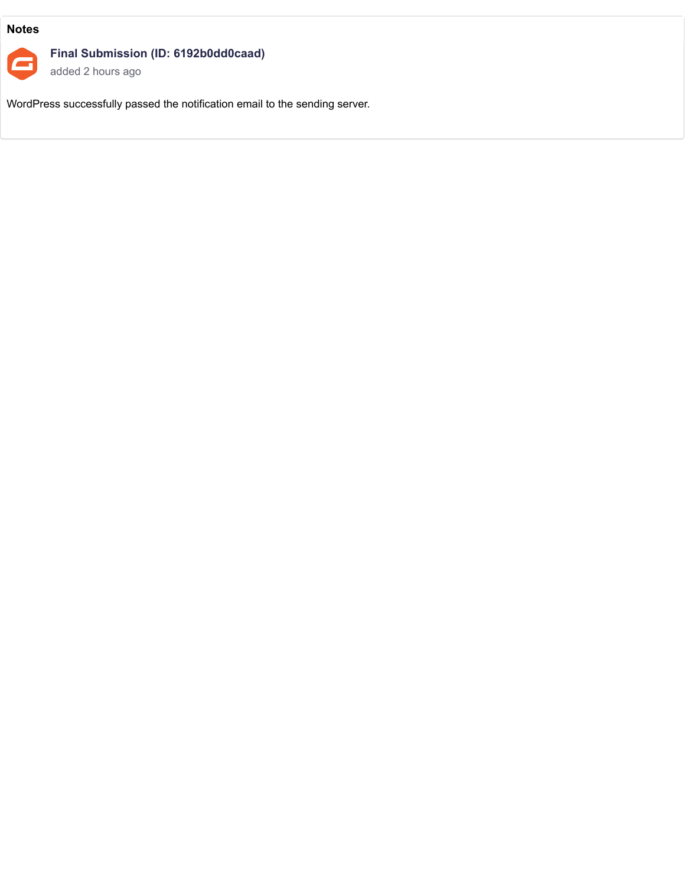## Notes

**Final Submission (ID: 6192b0dd0caad)**

added 2 hours ago

WordPress successfully passed the notification email to the sending server.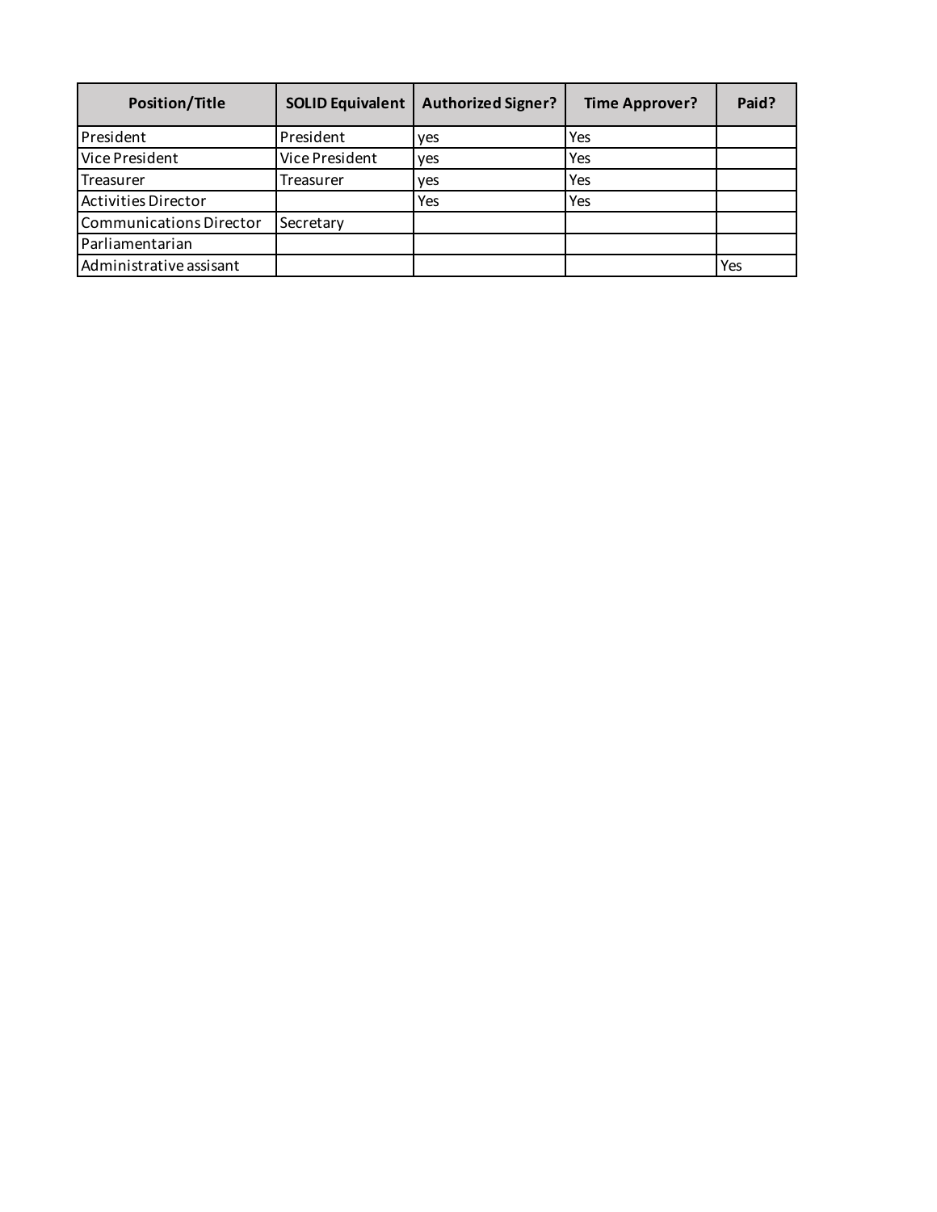| Position/Title | SOLID Equivalent | Authorized Signer? | Time Approver? | Paid? |
| --- | --- | --- | --- | --- |
| President | President | yes | Yes | |
| Vice President | Vice President | yes | Yes | |
| Treasurer | Treasurer | yes | Yes | |
| Activities Director | | Yes | Yes | |
| Communications Director | Secretary | | | |
| Parliamentarian | | | | |
| Administrative assisant | | | | Yes |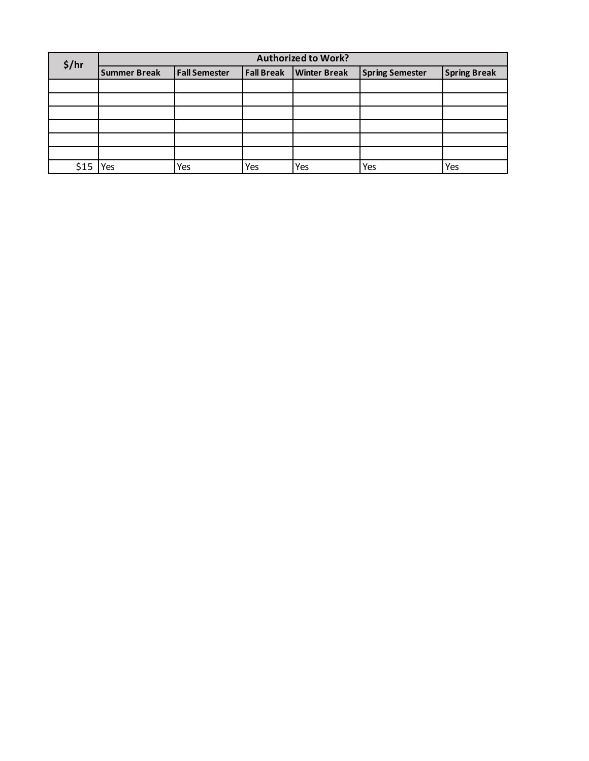| $/hr | Authorized to Work? | | | | | |
|---|---|---|---|---|---|---|
| | Summer Break | Fall Semester | Fall Break | Winter Break | Spring Semester | Spring Break |
| | | | | | | |
| | | | | | | |
| | | | | | | |
| | | | | | | |
| | | | | | | |
| | | | | | | |
| $15 | Yes | Yes | Yes | Yes | Yes | Yes |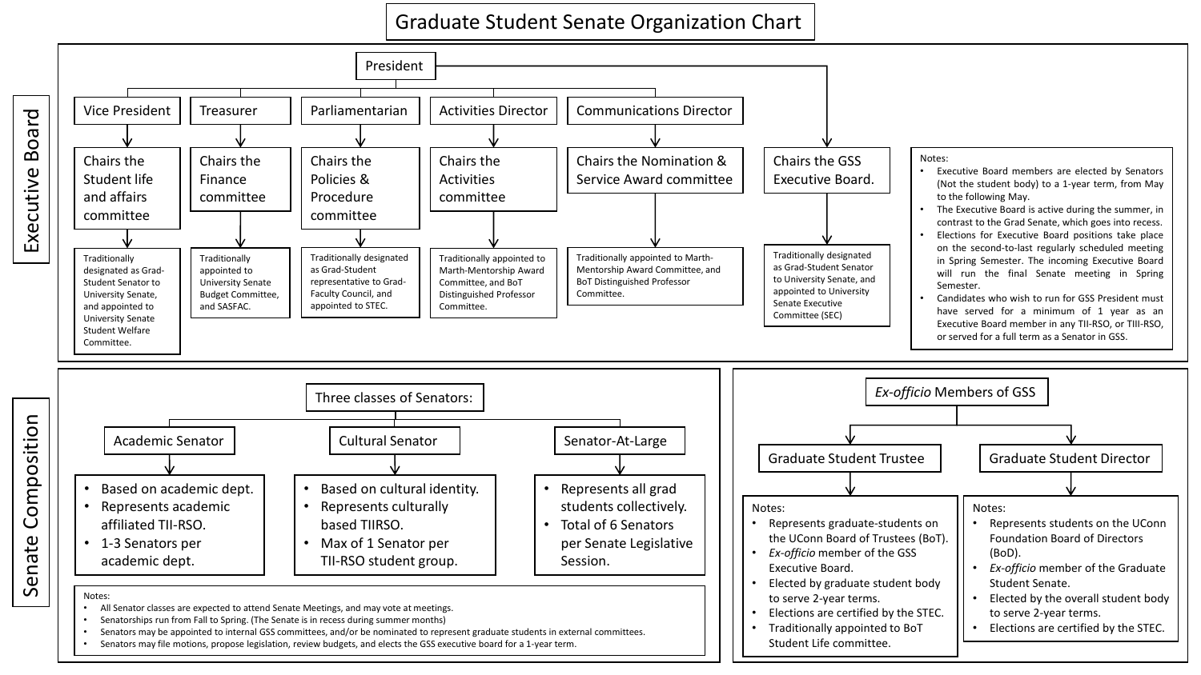# Graduate Student Senate Organization Chart

## Executive Board

### President

- Chairs the GSS Executive Board.
  - Traditionally designated as Grad-Student Senator to University Senate, and appointed to University Senate Executive Committee (SEC)

### Vice President

- Chairs the Student life and affairs committee
  - Traditionally designated as Grad-Student Senator to University Senate, and appointed to University Senate Student Welfare Committee.

### Treasurer

- Chairs the Finance committee
  - Traditionally appointed to University Senate Budget Committee, and SASFAC.

### Parliamentarian

- Chairs the Policies & Procedure committee
  - Traditionally designated as Grad-Student representative to Grad-Faculty Council, and appointed to STEC.

### Activities Director

- Chairs the Activities committee
  - Traditionally appointed to Marth-Mentorship Award Committee, and BoT Distinguished Professor Committee.

### Communications Director

- Chairs the Nomination & Service Award committee
  - Traditionally appointed to Marth-Mentorship Award Committee, and BoT Distinguished Professor Committee.

Notes:

- Executive Board members are elected by Senators (Not the student body) to a 1-year term, from May to the following May.
- The Executive Board is active during the summer, in contrast to the Grad Senate, which goes into recess.
- Elections for Executive Board positions take place on the second-to-last regularly scheduled meeting in Spring Semester. The incoming Executive Board will run the final Senate meeting in Spring Semester.
- Candidates who wish to run for GSS President must have served for a minimum of 1 year as an Executive Board member in any TII-RSO, or TIII-RSO, or served for a full term as a Senator in GSS.

## Senate Composition

### Three classes of Senators:

**Academic Senator**

- Based on academic dept.
- Represents academic affiliated TII-RSO.
- 1-3 Senators per academic dept.

**Cultural Senator**

- Based on cultural identity.
- Represents culturally based TIIRSO.
- Max of 1 Senator per TII-RSO student group.

**Senator-At-Large**

- Represents all grad students collectively.
- Total of 6 Senators per Senate Legislative Session.

Notes:

- All Senator classes are expected to attend Senate Meetings, and may vote at meetings.
- Senatorships run from Fall to Spring. (The Senate is in recess during summer months)
- Senators may be appointed to internal GSS committees, and/or be nominated to represent graduate students in external committees.
- Senators may file motions, propose legislation, review budgets, and elects the GSS executive board for a 1-year term.

### *Ex-officio* Members of GSS

**Graduate Student Trustee**

Notes:

- Represents graduate-students on the UConn Board of Trustees (BoT).
- *Ex-officio* member of the GSS Executive Board.
- Elected by graduate student body to serve 2-year terms.
- Elections are certified by the STEC.
- Traditionally appointed to BoT Student Life committee.

**Graduate Student Director**

Notes:

- Represents students on the UConn Foundation Board of Directors (BoD).
- *Ex-officio* member of the Graduate Student Senate.
- Elected by the overall student body to serve 2-year terms.
- Elections are certified by the STEC.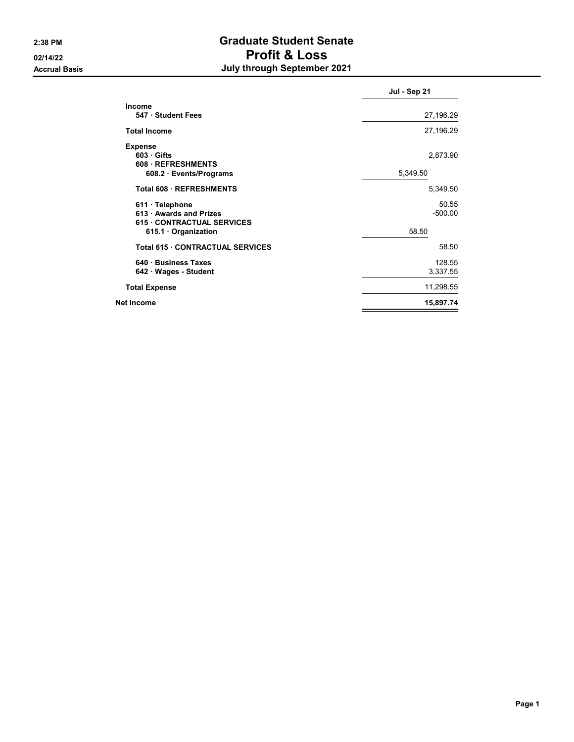2:38 PM
02/14/22
Accrual Basis

# Graduate Student Senate
# Profit & Loss
## July through September 2021

| | | Jul - Sep 21 |
|---|---|---|
| **Income** | | |
| **547 · Student Fees** | | 27,196.29 |
| **Total Income** | | 27,196.29 |
| **Expense** | | |
| **603 · Gifts** | | 2,873.90 |
| **608 · REFRESHMENTS** | | |
| **608.2 · Events/Programs** | 5,349.50 | |
| **Total 608 · REFRESHMENTS** | | 5,349.50 |
| **611 · Telephone** | | 50.55 |
| **613 · Awards and Prizes** | | -500.00 |
| **615 · CONTRACTUAL SERVICES** | | |
| **615.1 · Organization** | 58.50 | |
| **Total 615 · CONTRACTUAL SERVICES** | | 58.50 |
| **640 · Business Taxes** | | 128.55 |
| **642 · Wages - Student** | | 3,337.55 |
| **Total Expense** | | 11,298.55 |
| **Net Income** | | **15,897.74** |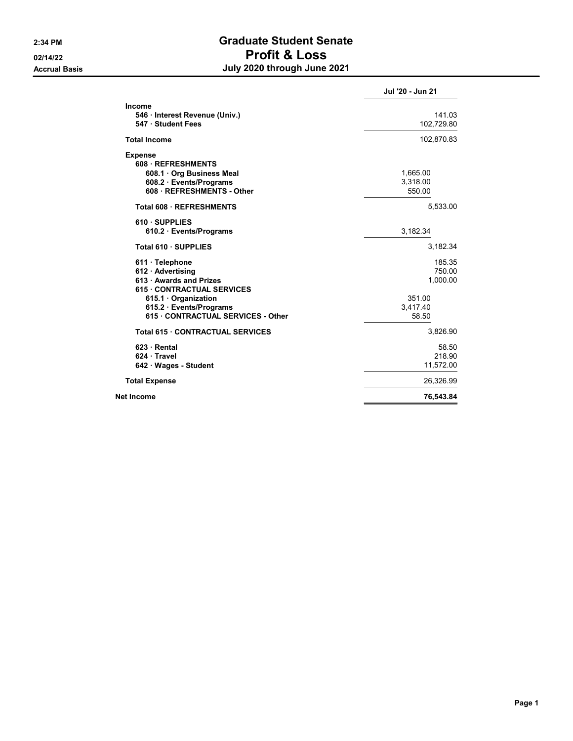# Graduate Student Senate
## Profit & Loss
### July 2020 through June 2021

2:34 PM
02/14/22
Accrual Basis

| | | Jul '20 - Jun 21 |
|---|---|---|
| **Income** | | |
| 546 · Interest Revenue (Univ.) | | 141.03 |
| 547 · Student Fees | | 102,729.80 |
| **Total Income** | | 102,870.83 |
| **Expense** | | |
| 608 · REFRESHMENTS | | |
| 608.1 · Org Business Meal | 1,665.00 | |
| 608.2 · Events/Programs | 3,318.00 | |
| 608 · REFRESHMENTS - Other | 550.00 | |
| **Total 608 · REFRESHMENTS** | | 5,533.00 |
| 610 · SUPPLIES | | |
| 610.2 · Events/Programs | 3,182.34 | |
| **Total 610 · SUPPLIES** | | 3,182.34 |
| 611 · Telephone | | 185.35 |
| 612 · Advertising | | 750.00 |
| 613 · Awards and Prizes | | 1,000.00 |
| 615 · CONTRACTUAL SERVICES | | |
| 615.1 · Organization | 351.00 | |
| 615.2 · Events/Programs | 3,417.40 | |
| 615 · CONTRACTUAL SERVICES - Other | 58.50 | |
| **Total 615 · CONTRACTUAL SERVICES** | | 3,826.90 |
| 623 · Rental | | 58.50 |
| 624 · Travel | | 218.90 |
| 642 · Wages - Student | | 11,572.00 |
| **Total Expense** | | 26,326.99 |
| **Net Income** | | **76,543.84** |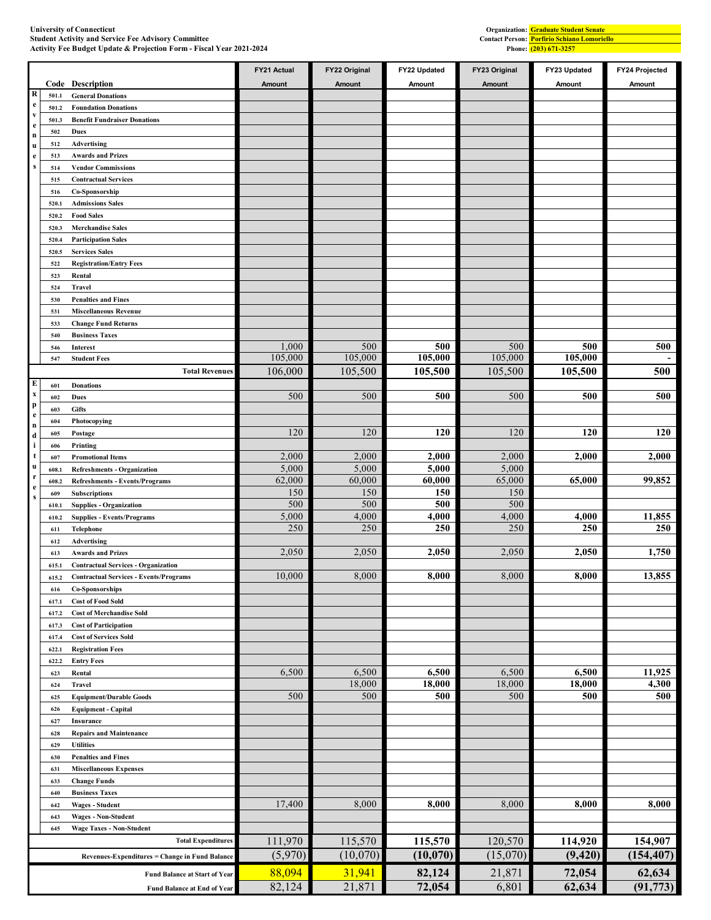**University of Connecticut**
**Student Activity and Service Fee Advisory Committee**
**Activity Fee Budget Update & Projection Form - Fiscal Year 2021-2024**

**Organization:** Graduate Student Senate
**Contact Person:** Porfirio Schiano Lomoriello
**Phone:** (203) 671-3257

| | Code | Description | FY21 Actual Amount | FY22 Original Amount | FY22 Updated Amount | FY23 Original Amount | FY23 Updated Amount | FY24 Projected Amount |
|---|---|---|---|---|---|---|---|---|
| Revenues | 501.1 | General Donations | | | | | | |
| | 501.2 | Foundation Donations | | | | | | |
| | 501.3 | Benefit Fundraiser Donations | | | | | | |
| | 502 | Dues | | | | | | |
| | 512 | Advertising | | | | | | |
| | 513 | Awards and Prizes | | | | | | |
| | 514 | Vendor Commissions | | | | | | |
| | 515 | Contractual Services | | | | | | |
| | 516 | Co-Sponsorship | | | | | | |
| | 520.1 | Admissions Sales | | | | | | |
| | 520.2 | Food Sales | | | | | | |
| | 520.3 | Merchandise Sales | | | | | | |
| | 520.4 | Participation Sales | | | | | | |
| | 520.5 | Services Sales | | | | | | |
| | 522 | Registration/Entry Fees | | | | | | |
| | 523 | Rental | | | | | | |
| | 524 | Travel | | | | | | |
| | 530 | Penalties and Fines | | | | | | |
| | 531 | Miscellaneous Revenue | | | | | | |
| | 533 | Change Fund Returns | | | | | | |
| | 540 | Business Taxes | | | | | | |
| | 546 | Interest | 1,000 | 500 | 500 | 500 | 500 | 500 |
| | 547 | Student Fees | 105,000 | 105,000 | 105,000 | 105,000 | 105,000 | - |
| | | **Total Revenues** | 106,000 | 105,500 | 105,500 | 105,500 | 105,500 | 500 |
| Expenditures | 601 | Donations | | | | | | |
| | 602 | Dues | 500 | 500 | 500 | 500 | 500 | 500 |
| | 603 | Gifts | | | | | | |
| | 604 | Photocopying | | | | | | |
| | 605 | Postage | 120 | 120 | 120 | 120 | 120 | 120 |
| | 606 | Printing | | | | | | |
| | 607 | Promotional Items | 2,000 | 2,000 | 2,000 | 2,000 | 2,000 | 2,000 |
| | 608.1 | Refreshments - Organization | 5,000 | 5,000 | 5,000 | 5,000 | | |
| | 608.2 | Refreshments - Events/Programs | 62,000 | 60,000 | 60,000 | 65,000 | 65,000 | 99,852 |
| | 609 | Subscriptions | 150 | 150 | 150 | 150 | | |
| | 610.1 | Supplies - Organization | 500 | 500 | 500 | 500 | | |
| | 610.2 | Supplies - Events/Programs | 5,000 | 4,000 | 4,000 | 4,000 | 4,000 | 11,855 |
| | 611 | Telephone | 250 | 250 | 250 | 250 | 250 | 250 |
| | 612 | Advertising | | | | | | |
| | 613 | Awards and Prizes | 2,050 | 2,050 | 2,050 | 2,050 | 2,050 | 1,750 |
| | 615.1 | Contractual Services - Organization | | | | | | |
| | 615.2 | Contractual Services - Events/Programs | 10,000 | 8,000 | 8,000 | 8,000 | 8,000 | 13,855 |
| | 616 | Co-Sponsorships | | | | | | |
| | 617.1 | Cost of Food Sold | | | | | | |
| | 617.2 | Cost of Merchandise Sold | | | | | | |
| | 617.3 | Cost of Participation | | | | | | |
| | 617.4 | Cost of Services Sold | | | | | | |
| | 622.1 | Registration Fees | | | | | | |
| | 622.2 | Entry Fees | | | | | | |
| | 623 | Rental | 6,500 | 6,500 | 6,500 | 6,500 | 6,500 | 11,925 |
| | 624 | Travel | | 18,000 | 18,000 | 18,000 | 18,000 | 4,300 |
| | 625 | Equipment/Durable Goods | 500 | 500 | 500 | 500 | 500 | 500 |
| | 626 | Equipment - Capital | | | | | | |
| | 627 | Insurance | | | | | | |
| | 628 | Repairs and Maintenance | | | | | | |
| | 629 | Utilities | | | | | | |
| | 630 | Penalties and Fines | | | | | | |
| | 631 | Miscellaneous Expenses | | | | | | |
| | 633 | Change Funds | | | | | | |
| | 640 | Business Taxes | | | | | | |
| | 642 | Wages - Student | 17,400 | 8,000 | 8,000 | 8,000 | 8,000 | 8,000 |
| | 643 | Wages - Non-Student | | | | | | |
| | 645 | Wage Taxes - Non-Student | | | | | | |
| | | **Total Expenditures** | 111,970 | 115,570 | 115,570 | 120,570 | 114,920 | 154,907 |
| | | **Revenues-Expenditures = Change in Fund Balance** | (5,970) | (10,070) | (10,070) | (15,070) | (9,420) | (154,407) |
| | | **Fund Balance at Start of Year** | 88,094 | 31,941 | 82,124 | 21,871 | 72,054 | 62,634 |
| | | **Fund Balance at End of Year** | 82,124 | 21,871 | 72,054 | 6,801 | 62,634 | (91,773) |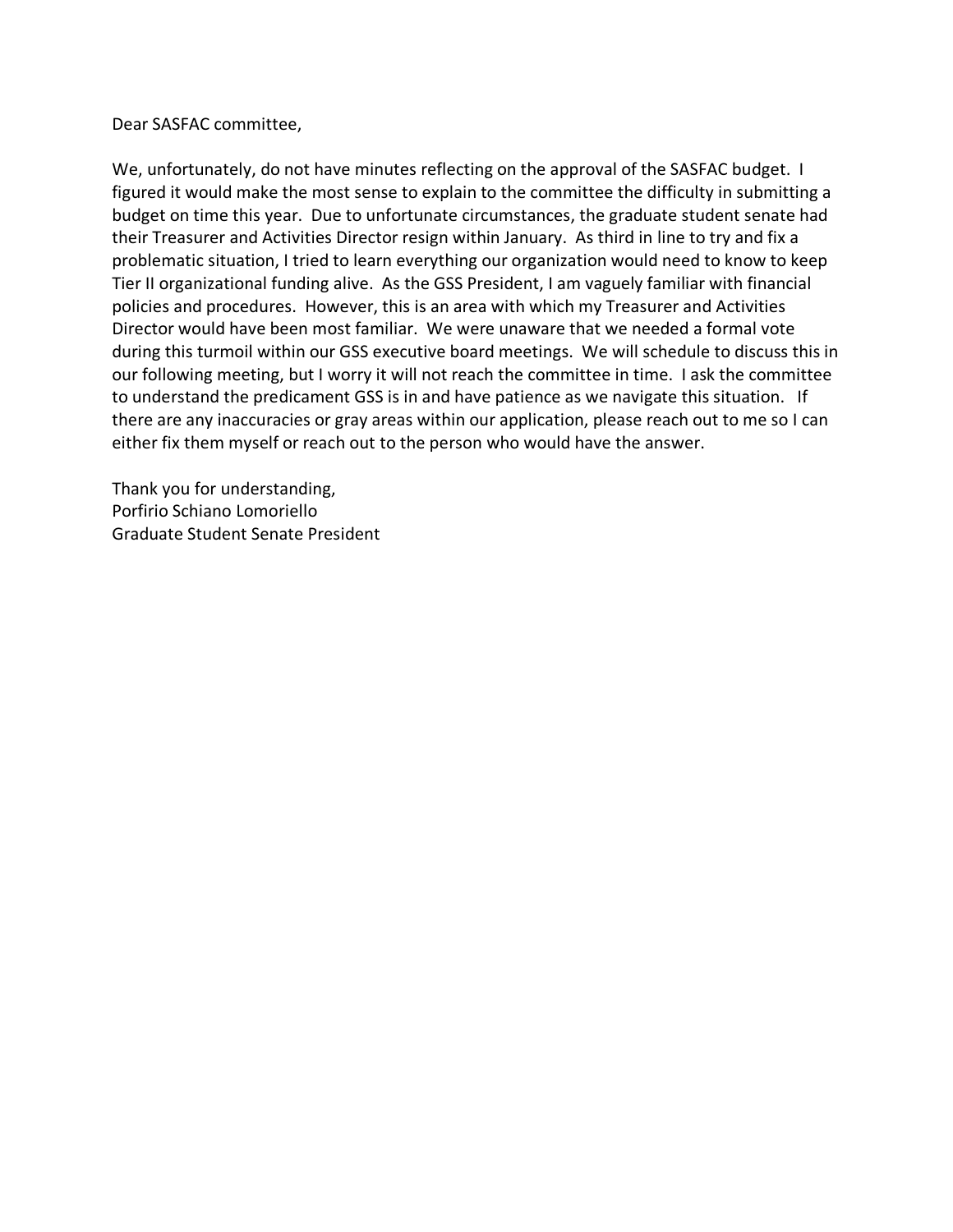Dear SASFAC committee,

We, unfortunately, do not have minutes reflecting on the approval of the SASFAC budget. I figured it would make the most sense to explain to the committee the difficulty in submitting a budget on time this year. Due to unfortunate circumstances, the graduate student senate had their Treasurer and Activities Director resign within January. As third in line to try and fix a problematic situation, I tried to learn everything our organization would need to know to keep Tier II organizational funding alive. As the GSS President, I am vaguely familiar with financial policies and procedures. However, this is an area with which my Treasurer and Activities Director would have been most familiar. We were unaware that we needed a formal vote during this turmoil within our GSS executive board meetings. We will schedule to discuss this in our following meeting, but I worry it will not reach the committee in time. I ask the committee to understand the predicament GSS is in and have patience as we navigate this situation. If there are any inaccuracies or gray areas within our application, please reach out to me so I can either fix them myself or reach out to the person who would have the answer.

Thank you for understanding,
Porfirio Schiano Lomoriello
Graduate Student Senate President